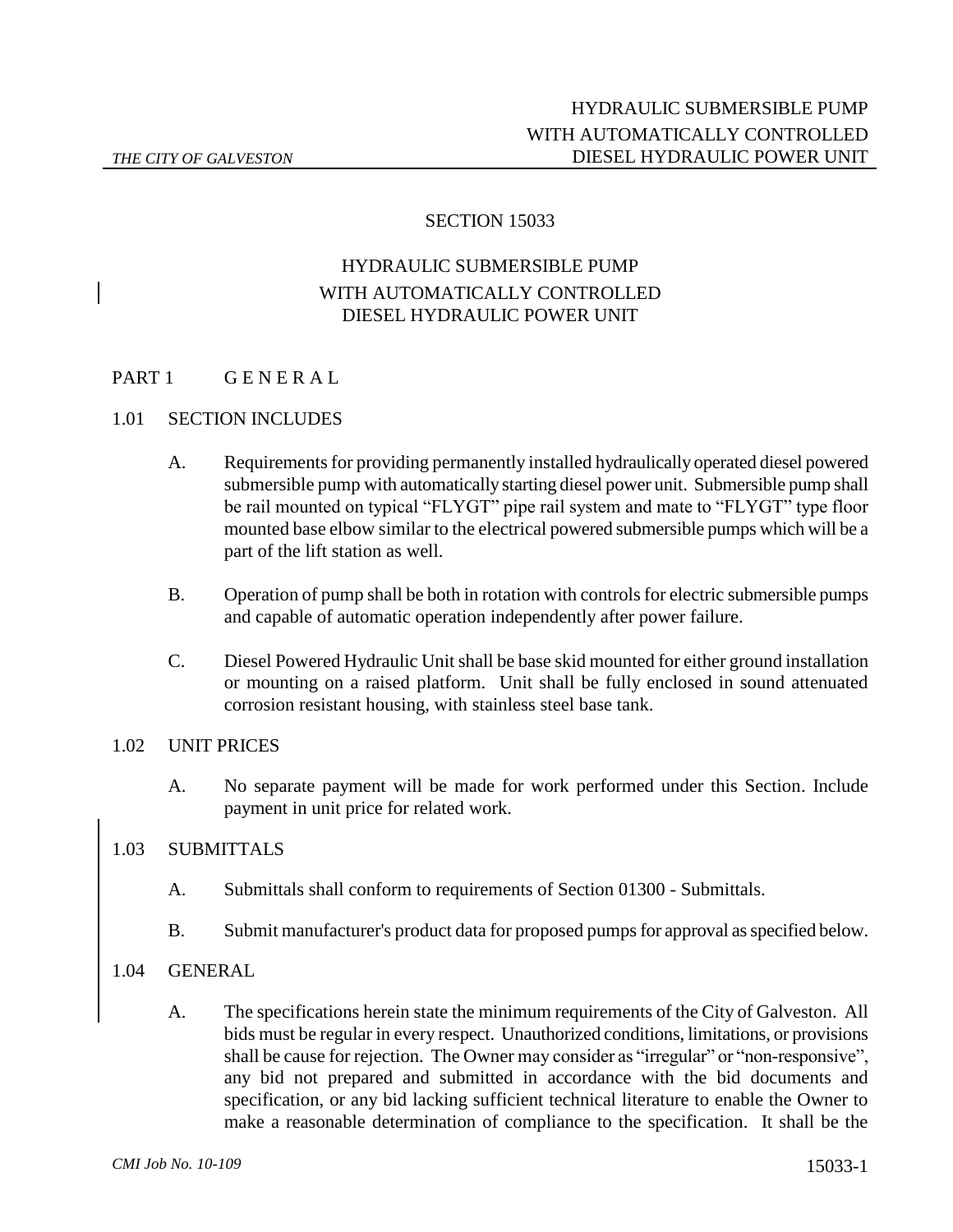# SECTION 15033

# HYDRAULIC SUBMERSIBLE PUMP WITH AUTOMATICALLY CONTROLLED DIESEL HYDRAULIC POWER UNIT

## PART 1 G E N E R A L

### 1.01 SECTION INCLUDES

A. Requirements for providing permanently installed hydraulically operated diesel powered submersible pump with automatically starting diesel power unit. Submersible pump shall be rail mounted on typical "FLYGT" pipe rail system and mate to "FLYGT" type floor mounted base elbow similar to the electrical powered submersible pumps which will be a part of the lift station as well.

B. Operation of pump shall be both in rotation with controls for electric submersible pumps and capable of automatic operation independently after power failure.

C. Diesel Powered Hydraulic Unit shall be base skid mounted for either ground installation or mounting on a raised platform. Unit shall be fully enclosed in sound attenuated corrosion resistant housing, with stainless steel base tank.

### 1.02 UNIT PRICES

A. No separate payment will be made for work performed under this Section. Include payment in unit price for related work.

### 1.03 SUBMITTALS

A. Submittals shall conform to requirements of Section 01300 - Submittals.

B. Submit manufacturer's product data for proposed pumps for approval as specified below.

### 1.04 GENERAL

A. The specifications herein state the minimum requirements of the City of Galveston. All bids must be regular in every respect. Unauthorized conditions, limitations, or provisions shall be cause for rejection. The Owner may consider as "irregular" or "non-responsive", any bid not prepared and submitted in accordance with the bid documents and specification, or any bid lacking sufficient technical literature to enable the Owner to make a reasonable determination of compliance to the specification. It shall be the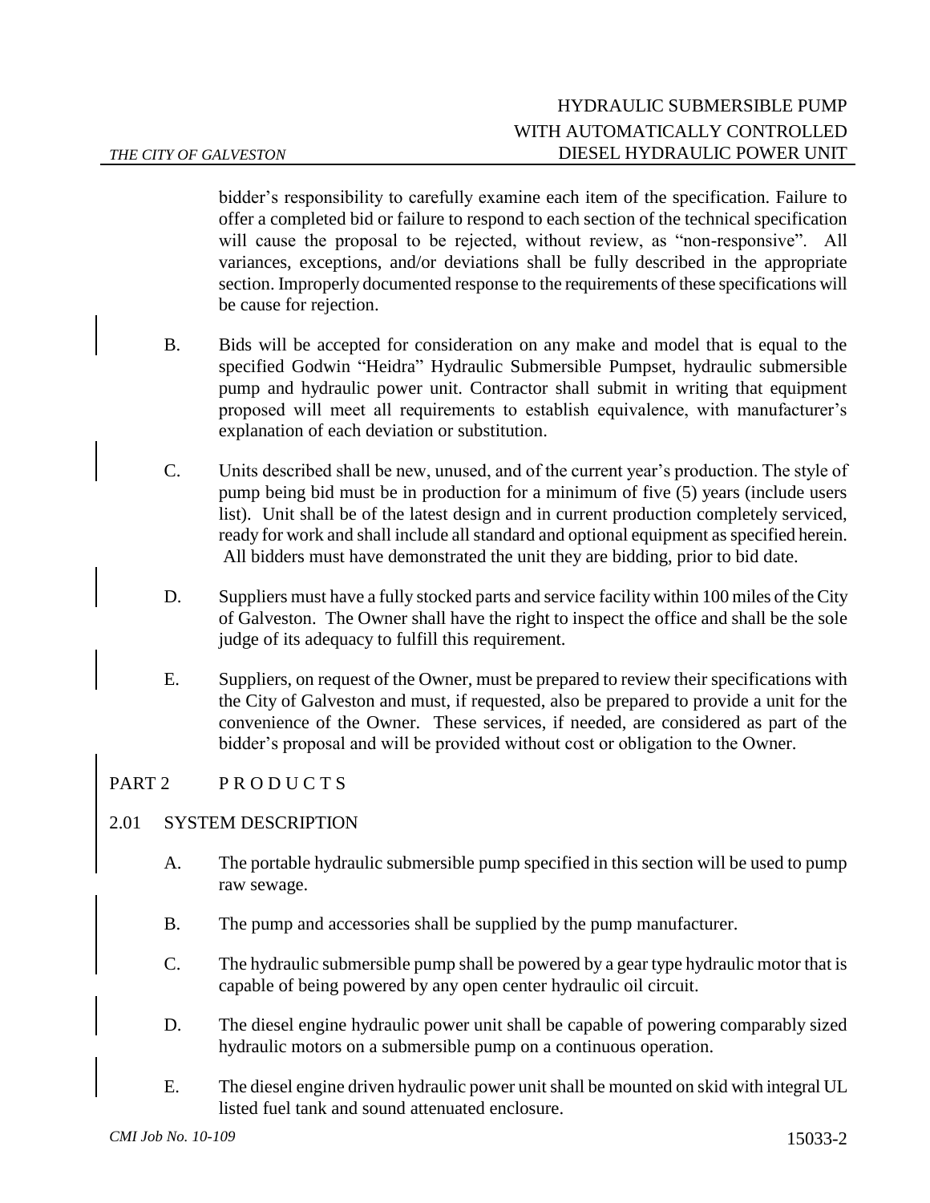bidder's responsibility to carefully examine each item of the specification. Failure to offer a completed bid or failure to respond to each section of the technical specification will cause the proposal to be rejected, without review, as "non-responsive". All variances, exceptions, and/or deviations shall be fully described in the appropriate section. Improperly documented response to the requirements of these specifications will be cause for rejection.

B. Bids will be accepted for consideration on any make and model that is equal to the specified Godwin "Heidra" Hydraulic Submersible Pumpset, hydraulic submersible pump and hydraulic power unit. Contractor shall submit in writing that equipment proposed will meet all requirements to establish equivalence, with manufacturer's explanation of each deviation or substitution.

C. Units described shall be new, unused, and of the current year's production. The style of pump being bid must be in production for a minimum of five (5) years (include users list). Unit shall be of the latest design and in current production completely serviced, ready for work and shall include all standard and optional equipment as specified herein. All bidders must have demonstrated the unit they are bidding, prior to bid date.

D. Suppliers must have a fully stocked parts and service facility within 100 miles of the City of Galveston. The Owner shall have the right to inspect the office and shall be the sole judge of its adequacy to fulfill this requirement.

E. Suppliers, on request of the Owner, must be prepared to review their specifications with the City of Galveston and must, if requested, also be prepared to provide a unit for the convenience of the Owner. These services, if needed, are considered as part of the bidder's proposal and will be provided without cost or obligation to the Owner.

## PART 2 P R O D U C T S

### 2.01 SYSTEM DESCRIPTION

A. The portable hydraulic submersible pump specified in this section will be used to pump raw sewage.

B. The pump and accessories shall be supplied by the pump manufacturer.

C. The hydraulic submersible pump shall be powered by a gear type hydraulic motor that is capable of being powered by any open center hydraulic oil circuit.

D. The diesel engine hydraulic power unit shall be capable of powering comparably sized hydraulic motors on a submersible pump on a continuous operation.

E. The diesel engine driven hydraulic power unit shall be mounted on skid with integral UL listed fuel tank and sound attenuated enclosure.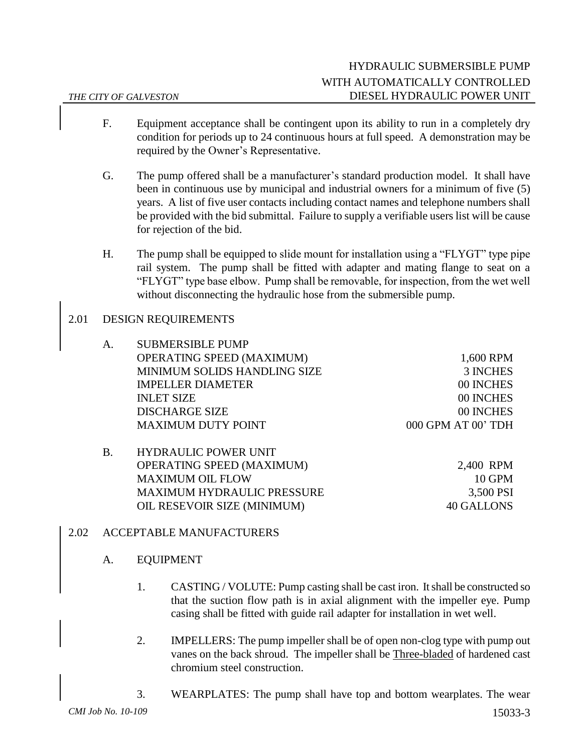F. Equipment acceptance shall be contingent upon its ability to run in a completely dry condition for periods up to 24 continuous hours at full speed. A demonstration may be required by the Owner's Representative.

G. The pump offered shall be a manufacturer's standard production model. It shall have been in continuous use by municipal and industrial owners for a minimum of five (5) years. A list of five user contacts including contact names and telephone numbers shall be provided with the bid submittal. Failure to supply a verifiable users list will be cause for rejection of the bid.

H. The pump shall be equipped to slide mount for installation using a "FLYGT" type pipe rail system. The pump shall be fitted with adapter and mating flange to seat on a "FLYGT" type base elbow. Pump shall be removable, for inspection, from the wet well without disconnecting the hydraulic hose from the submersible pump.

## 2.01 DESIGN REQUIREMENTS

A. SUBMERSIBLE PUMP

| | |
|---|---|
| OPERATING SPEED (MAXIMUM) | 1,600 RPM |
| MINIMUM SOLIDS HANDLING SIZE | 3 INCHES |
| IMPELLER DIAMETER | 00 INCHES |
| INLET SIZE | 00 INCHES |
| DISCHARGE SIZE | 00 INCHES |
| MAXIMUM DUTY POINT | 000 GPM AT 00' TDH |

B. HYDRAULIC POWER UNIT

| | |
|---|---|
| OPERATING SPEED (MAXIMUM) | 2,400 RPM |
| MAXIMUM OIL FLOW | 10 GPM |
| MAXIMUM HYDRAULIC PRESSURE | 3,500 PSI |
| OIL RESEVOIR SIZE (MINIMUM) | 40 GALLONS |

## 2.02 ACCEPTABLE MANUFACTURERS

A. EQUIPMENT

1. CASTING / VOLUTE: Pump casting shall be cast iron. It shall be constructed so that the suction flow path is in axial alignment with the impeller eye. Pump casing shall be fitted with guide rail adapter for installation in wet well.

2. IMPELLERS: The pump impeller shall be of open non-clog type with pump out vanes on the back shroud. The impeller shall be Three-bladed of hardened cast chromium steel construction.

3. WEARPLATES: The pump shall have top and bottom wearplates. The wear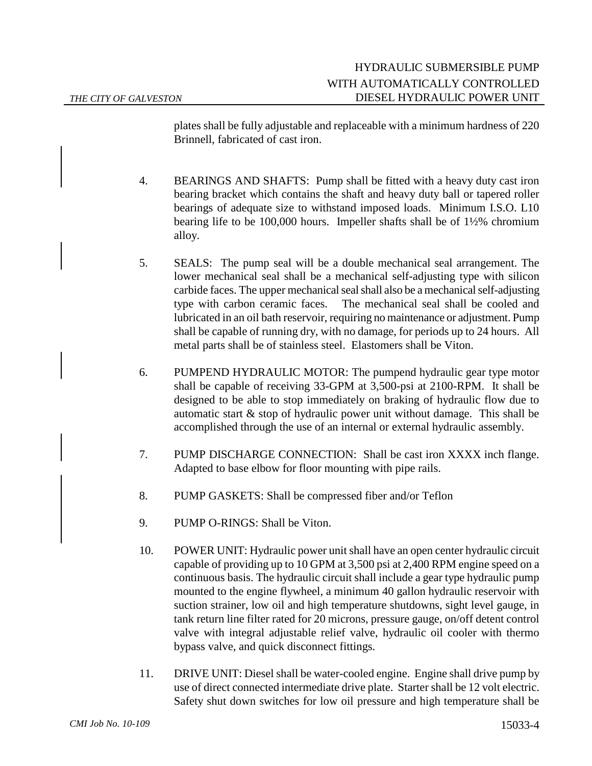plates shall be fully adjustable and replaceable with a minimum hardness of 220 Brinnell, fabricated of cast iron.

4. BEARINGS AND SHAFTS: Pump shall be fitted with a heavy duty cast iron bearing bracket which contains the shaft and heavy duty ball or tapered roller bearings of adequate size to withstand imposed loads. Minimum I.S.O. L10 bearing life to be 100,000 hours. Impeller shafts shall be of 1½% chromium alloy.

5. SEALS: The pump seal will be a double mechanical seal arrangement. The lower mechanical seal shall be a mechanical self-adjusting type with silicon carbide faces. The upper mechanical seal shall also be a mechanical self-adjusting type with carbon ceramic faces. The mechanical seal shall be cooled and lubricated in an oil bath reservoir, requiring no maintenance or adjustment. Pump shall be capable of running dry, with no damage, for periods up to 24 hours. All metal parts shall be of stainless steel. Elastomers shall be Viton.

6. PUMPEND HYDRAULIC MOTOR: The pumpend hydraulic gear type motor shall be capable of receiving 33-GPM at 3,500-psi at 2100-RPM. It shall be designed to be able to stop immediately on braking of hydraulic flow due to automatic start & stop of hydraulic power unit without damage. This shall be accomplished through the use of an internal or external hydraulic assembly.

7. PUMP DISCHARGE CONNECTION: Shall be cast iron XXXX inch flange. Adapted to base elbow for floor mounting with pipe rails.

8. PUMP GASKETS: Shall be compressed fiber and/or Teflon

9. PUMP O-RINGS: Shall be Viton.

10. POWER UNIT: Hydraulic power unit shall have an open center hydraulic circuit capable of providing up to 10 GPM at 3,500 psi at 2,400 RPM engine speed on a continuous basis. The hydraulic circuit shall include a gear type hydraulic pump mounted to the engine flywheel, a minimum 40 gallon hydraulic reservoir with suction strainer, low oil and high temperature shutdowns, sight level gauge, in tank return line filter rated for 20 microns, pressure gauge, on/off detent control valve with integral adjustable relief valve, hydraulic oil cooler with thermo bypass valve, and quick disconnect fittings.

11. DRIVE UNIT: Diesel shall be water-cooled engine. Engine shall drive pump by use of direct connected intermediate drive plate. Starter shall be 12 volt electric. Safety shut down switches for low oil pressure and high temperature shall be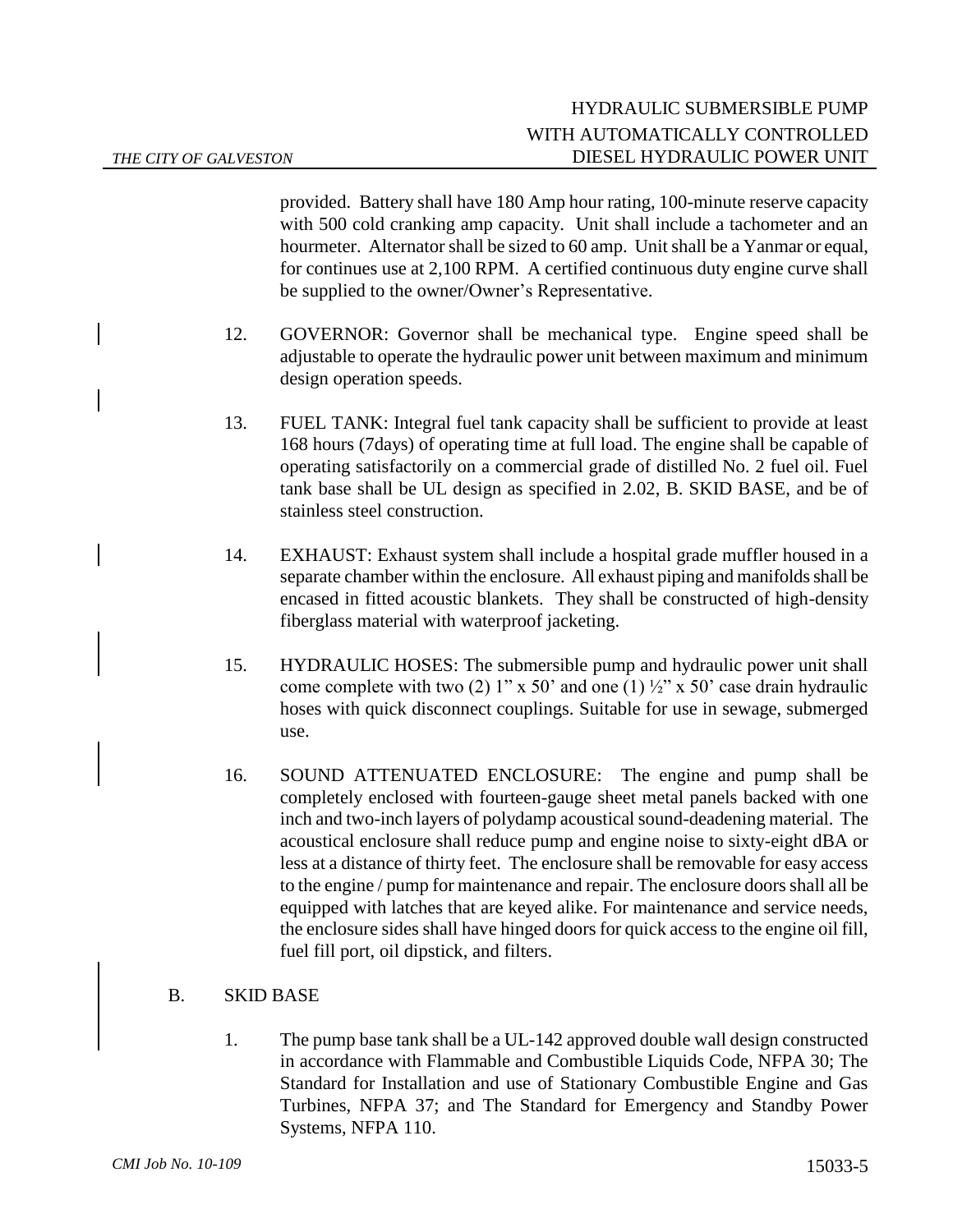provided. Battery shall have 180 Amp hour rating, 100-minute reserve capacity with 500 cold cranking amp capacity. Unit shall include a tachometer and an hourmeter. Alternator shall be sized to 60 amp. Unit shall be a Yanmar or equal, for continues use at 2,100 RPM. A certified continuous duty engine curve shall be supplied to the owner/Owner's Representative.

12. GOVERNOR: Governor shall be mechanical type. Engine speed shall be adjustable to operate the hydraulic power unit between maximum and minimum design operation speeds.

13. FUEL TANK: Integral fuel tank capacity shall be sufficient to provide at least 168 hours (7days) of operating time at full load. The engine shall be capable of operating satisfactorily on a commercial grade of distilled No. 2 fuel oil. Fuel tank base shall be UL design as specified in 2.02, B. SKID BASE, and be of stainless steel construction.

14. EXHAUST: Exhaust system shall include a hospital grade muffler housed in a separate chamber within the enclosure. All exhaust piping and manifolds shall be encased in fitted acoustic blankets. They shall be constructed of high-density fiberglass material with waterproof jacketing.

15. HYDRAULIC HOSES: The submersible pump and hydraulic power unit shall come complete with two (2) 1" x 50' and one (1) ½" x 50' case drain hydraulic hoses with quick disconnect couplings. Suitable for use in sewage, submerged use.

16. SOUND ATTENUATED ENCLOSURE: The engine and pump shall be completely enclosed with fourteen-gauge sheet metal panels backed with one inch and two-inch layers of polydamp acoustical sound-deadening material. The acoustical enclosure shall reduce pump and engine noise to sixty-eight dBA or less at a distance of thirty feet. The enclosure shall be removable for easy access to the engine / pump for maintenance and repair. The enclosure doors shall all be equipped with latches that are keyed alike. For maintenance and service needs, the enclosure sides shall have hinged doors for quick access to the engine oil fill, fuel fill port, oil dipstick, and filters.

B. SKID BASE

1. The pump base tank shall be a UL-142 approved double wall design constructed in accordance with Flammable and Combustible Liquids Code, NFPA 30; The Standard for Installation and use of Stationary Combustible Engine and Gas Turbines, NFPA 37; and The Standard for Emergency and Standby Power Systems, NFPA 110.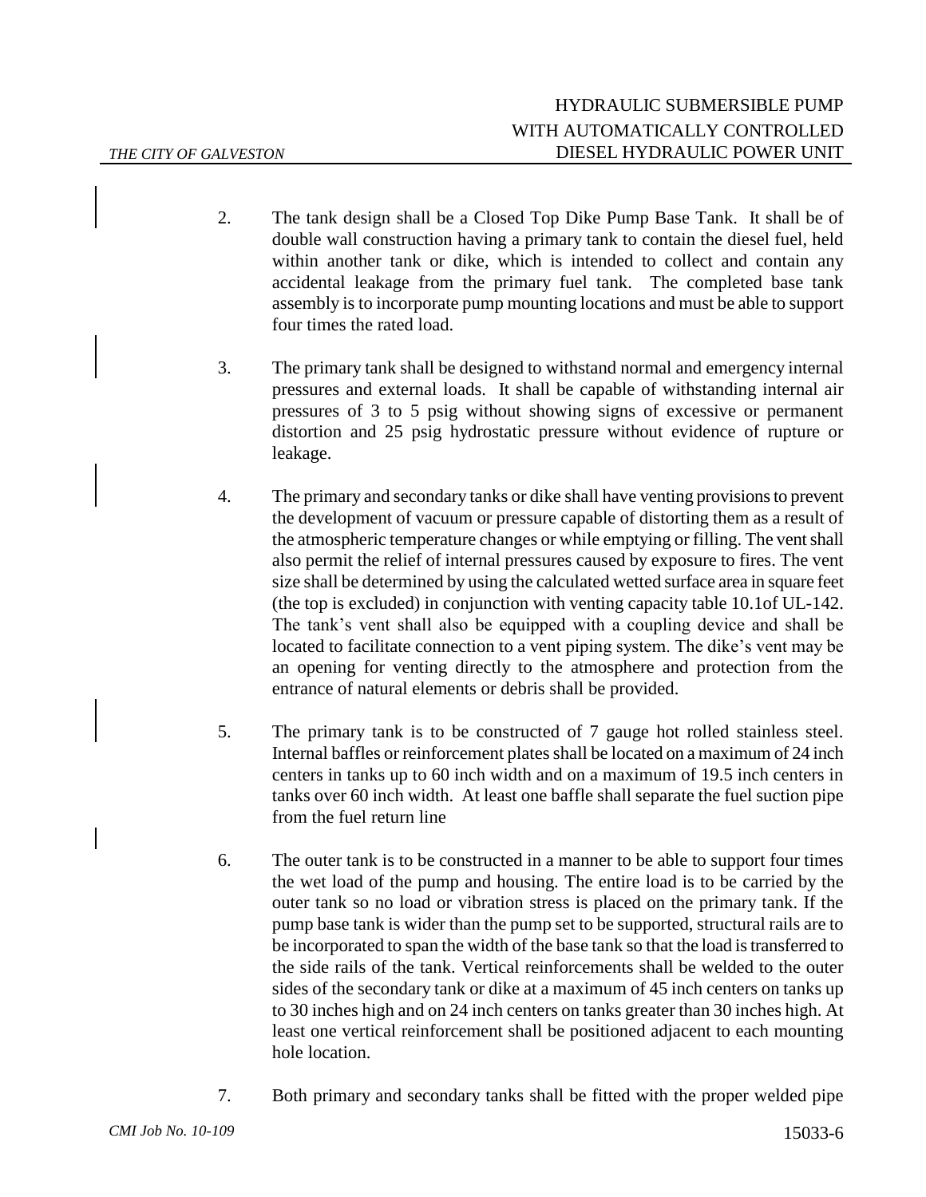2. The tank design shall be a Closed Top Dike Pump Base Tank. It shall be of double wall construction having a primary tank to contain the diesel fuel, held within another tank or dike, which is intended to collect and contain any accidental leakage from the primary fuel tank. The completed base tank assembly is to incorporate pump mounting locations and must be able to support four times the rated load.

3. The primary tank shall be designed to withstand normal and emergency internal pressures and external loads. It shall be capable of withstanding internal air pressures of 3 to 5 psig without showing signs of excessive or permanent distortion and 25 psig hydrostatic pressure without evidence of rupture or leakage.

4. The primary and secondary tanks or dike shall have venting provisions to prevent the development of vacuum or pressure capable of distorting them as a result of the atmospheric temperature changes or while emptying or filling. The vent shall also permit the relief of internal pressures caused by exposure to fires. The vent size shall be determined by using the calculated wetted surface area in square feet (the top is excluded) in conjunction with venting capacity table 10.1of UL-142. The tank's vent shall also be equipped with a coupling device and shall be located to facilitate connection to a vent piping system. The dike's vent may be an opening for venting directly to the atmosphere and protection from the entrance of natural elements or debris shall be provided.

5. The primary tank is to be constructed of 7 gauge hot rolled stainless steel. Internal baffles or reinforcement plates shall be located on a maximum of 24 inch centers in tanks up to 60 inch width and on a maximum of 19.5 inch centers in tanks over 60 inch width. At least one baffle shall separate the fuel suction pipe from the fuel return line

6. The outer tank is to be constructed in a manner to be able to support four times the wet load of the pump and housing. The entire load is to be carried by the outer tank so no load or vibration stress is placed on the primary tank. If the pump base tank is wider than the pump set to be supported, structural rails are to be incorporated to span the width of the base tank so that the load is transferred to the side rails of the tank. Vertical reinforcements shall be welded to the outer sides of the secondary tank or dike at a maximum of 45 inch centers on tanks up to 30 inches high and on 24 inch centers on tanks greater than 30 inches high. At least one vertical reinforcement shall be positioned adjacent to each mounting hole location.

7. Both primary and secondary tanks shall be fitted with the proper welded pipe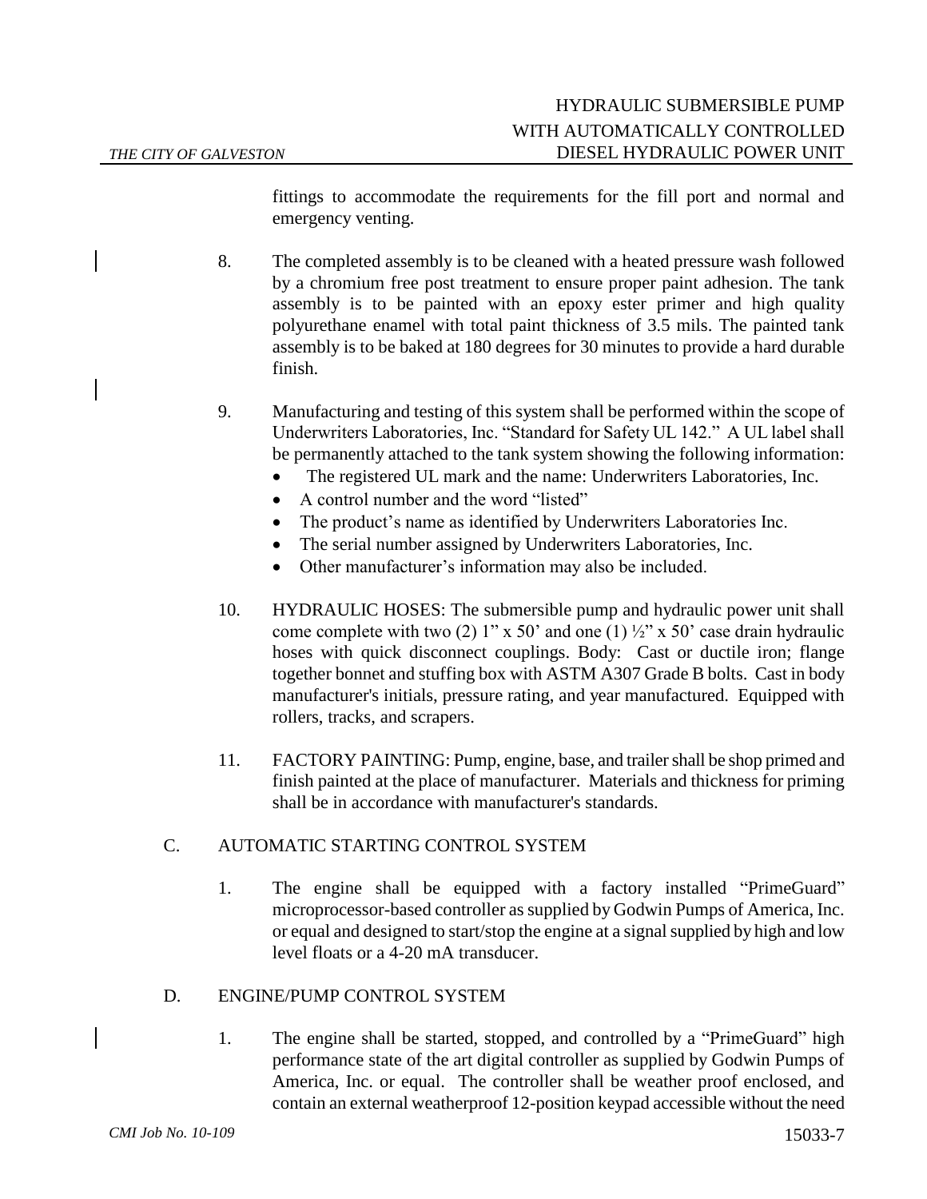fittings to accommodate the requirements for the fill port and normal and emergency venting.

8. The completed assembly is to be cleaned with a heated pressure wash followed by a chromium free post treatment to ensure proper paint adhesion. The tank assembly is to be painted with an epoxy ester primer and high quality polyurethane enamel with total paint thickness of 3.5 mils. The painted tank assembly is to be baked at 180 degrees for 30 minutes to provide a hard durable finish.

9. Manufacturing and testing of this system shall be performed within the scope of Underwriters Laboratories, Inc. "Standard for Safety UL 142." A UL label shall be permanently attached to the tank system showing the following information:
   - The registered UL mark and the name: Underwriters Laboratories, Inc.
   - A control number and the word "listed"
   - The product's name as identified by Underwriters Laboratories Inc.
   - The serial number assigned by Underwriters Laboratories, Inc.
   - Other manufacturer's information may also be included.

10. HYDRAULIC HOSES: The submersible pump and hydraulic power unit shall come complete with two (2) 1" x 50' and one (1) ½" x 50' case drain hydraulic hoses with quick disconnect couplings. Body: Cast or ductile iron; flange together bonnet and stuffing box with ASTM A307 Grade B bolts. Cast in body manufacturer's initials, pressure rating, and year manufactured. Equipped with rollers, tracks, and scrapers.

11. FACTORY PAINTING: Pump, engine, base, and trailer shall be shop primed and finish painted at the place of manufacturer. Materials and thickness for priming shall be in accordance with manufacturer's standards.

C. AUTOMATIC STARTING CONTROL SYSTEM

1. The engine shall be equipped with a factory installed "PrimeGuard" microprocessor-based controller as supplied by Godwin Pumps of America, Inc. or equal and designed to start/stop the engine at a signal supplied by high and low level floats or a 4-20 mA transducer.

D. ENGINE/PUMP CONTROL SYSTEM

1. The engine shall be started, stopped, and controlled by a "PrimeGuard" high performance state of the art digital controller as supplied by Godwin Pumps of America, Inc. or equal. The controller shall be weather proof enclosed, and contain an external weatherproof 12-position keypad accessible without the need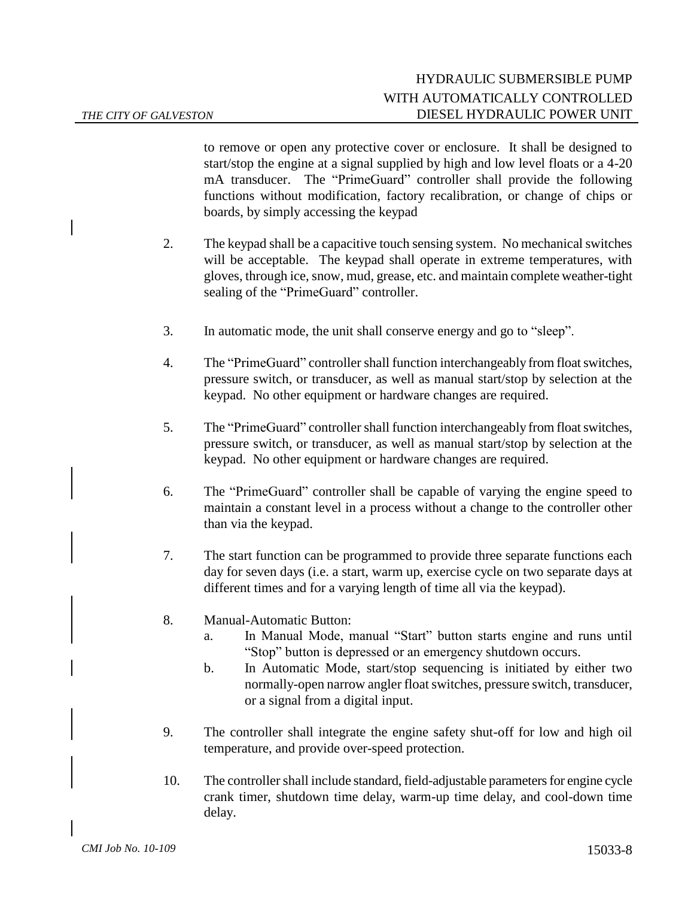to remove or open any protective cover or enclosure. It shall be designed to start/stop the engine at a signal supplied by high and low level floats or a 4-20 mA transducer. The "PrimeGuard" controller shall provide the following functions without modification, factory recalibration, or change of chips or boards, by simply accessing the keypad

2. The keypad shall be a capacitive touch sensing system. No mechanical switches will be acceptable. The keypad shall operate in extreme temperatures, with gloves, through ice, snow, mud, grease, etc. and maintain complete weather-tight sealing of the "PrimeGuard" controller.

3. In automatic mode, the unit shall conserve energy and go to "sleep".

4. The "PrimeGuard" controller shall function interchangeably from float switches, pressure switch, or transducer, as well as manual start/stop by selection at the keypad. No other equipment or hardware changes are required.

5. The "PrimeGuard" controller shall function interchangeably from float switches, pressure switch, or transducer, as well as manual start/stop by selection at the keypad. No other equipment or hardware changes are required.

6. The "PrimeGuard" controller shall be capable of varying the engine speed to maintain a constant level in a process without a change to the controller other than via the keypad.

7. The start function can be programmed to provide three separate functions each day for seven days (i.e. a start, warm up, exercise cycle on two separate days at different times and for a varying length of time all via the keypad).

8. Manual-Automatic Button:
   a. In Manual Mode, manual "Start" button starts engine and runs until "Stop" button is depressed or an emergency shutdown occurs.
   b. In Automatic Mode, start/stop sequencing is initiated by either two normally-open narrow angler float switches, pressure switch, transducer, or a signal from a digital input.

9. The controller shall integrate the engine safety shut-off for low and high oil temperature, and provide over-speed protection.

10. The controller shall include standard, field-adjustable parameters for engine cycle crank timer, shutdown time delay, warm-up time delay, and cool-down time delay.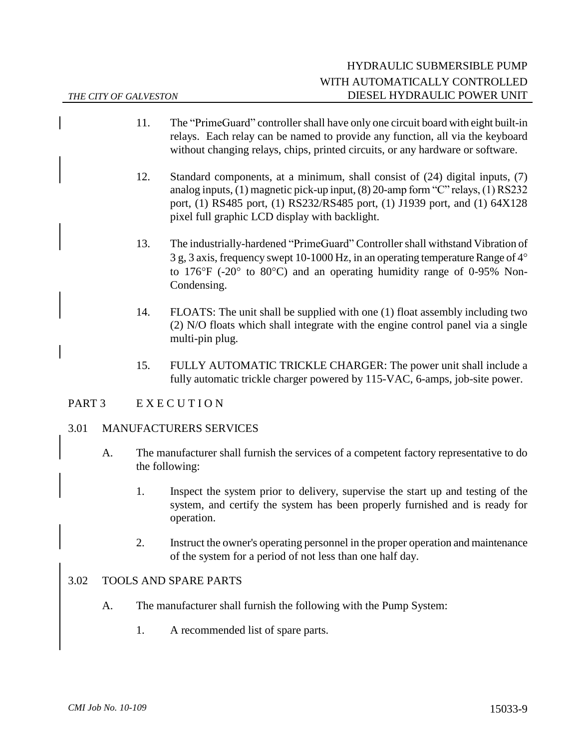11. The "PrimeGuard" controller shall have only one circuit board with eight built-in relays. Each relay can be named to provide any function, all via the keyboard without changing relays, chips, printed circuits, or any hardware or software.

12. Standard components, at a minimum, shall consist of (24) digital inputs, (7) analog inputs, (1) magnetic pick-up input, (8) 20-amp form "C" relays, (1) RS232 port, (1) RS485 port, (1) RS232/RS485 port, (1) J1939 port, and (1) 64X128 pixel full graphic LCD display with backlight.

13. The industrially-hardened "PrimeGuard" Controller shall withstand Vibration of 3 g, 3 axis, frequency swept 10-1000 Hz, in an operating temperature Range of 4° to 176°F (-20° to 80°C) and an operating humidity range of 0-95% Non-Condensing.

14. FLOATS: The unit shall be supplied with one (1) float assembly including two (2) N/O floats which shall integrate with the engine control panel via a single multi-pin plug.

15. FULLY AUTOMATIC TRICKLE CHARGER: The power unit shall include a fully automatic trickle charger powered by 115-VAC, 6-amps, job-site power.

## PART 3 E X E C U T I O N

### 3.01 MANUFACTURERS SERVICES

A. The manufacturer shall furnish the services of a competent factory representative to do the following:

1. Inspect the system prior to delivery, supervise the start up and testing of the system, and certify the system has been properly furnished and is ready for operation.

2. Instruct the owner's operating personnel in the proper operation and maintenance of the system for a period of not less than one half day.

### 3.02 TOOLS AND SPARE PARTS

A. The manufacturer shall furnish the following with the Pump System:

1. A recommended list of spare parts.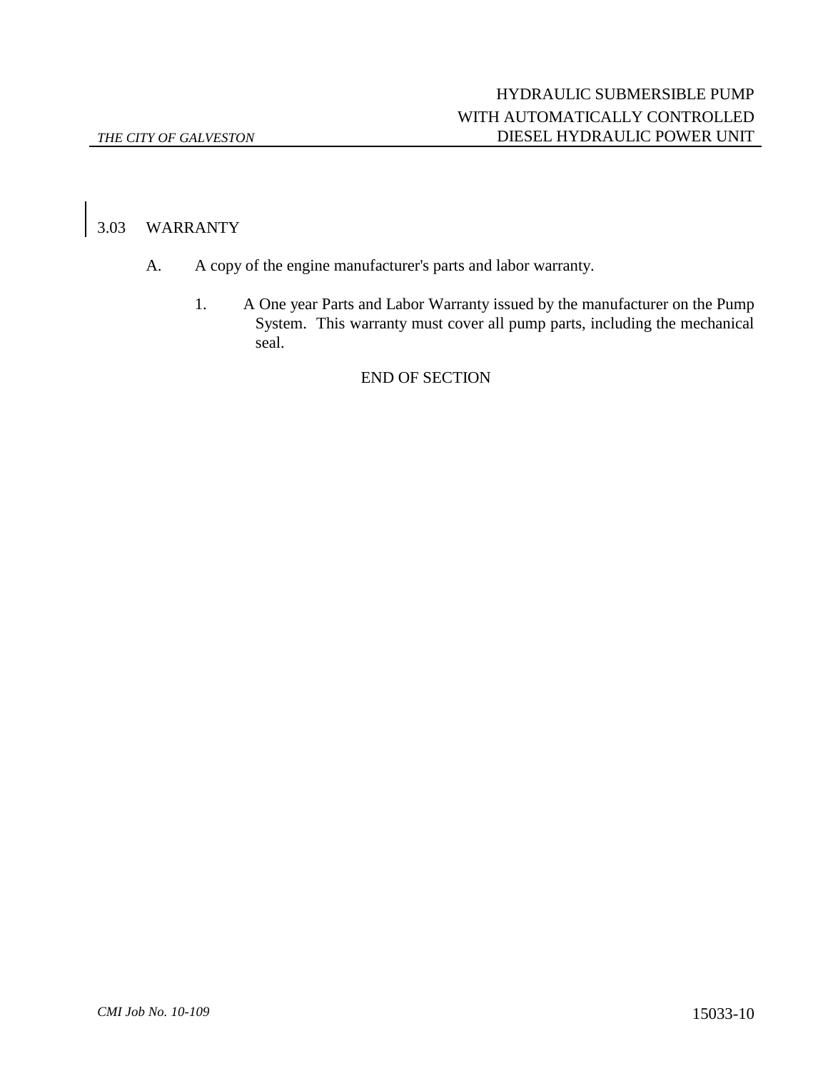## 3.03 WARRANTY

A. A copy of the engine manufacturer's parts and labor warranty.

  1. A One year Parts and Labor Warranty issued by the manufacturer on the Pump System. This warranty must cover all pump parts, including the mechanical seal.

END OF SECTION